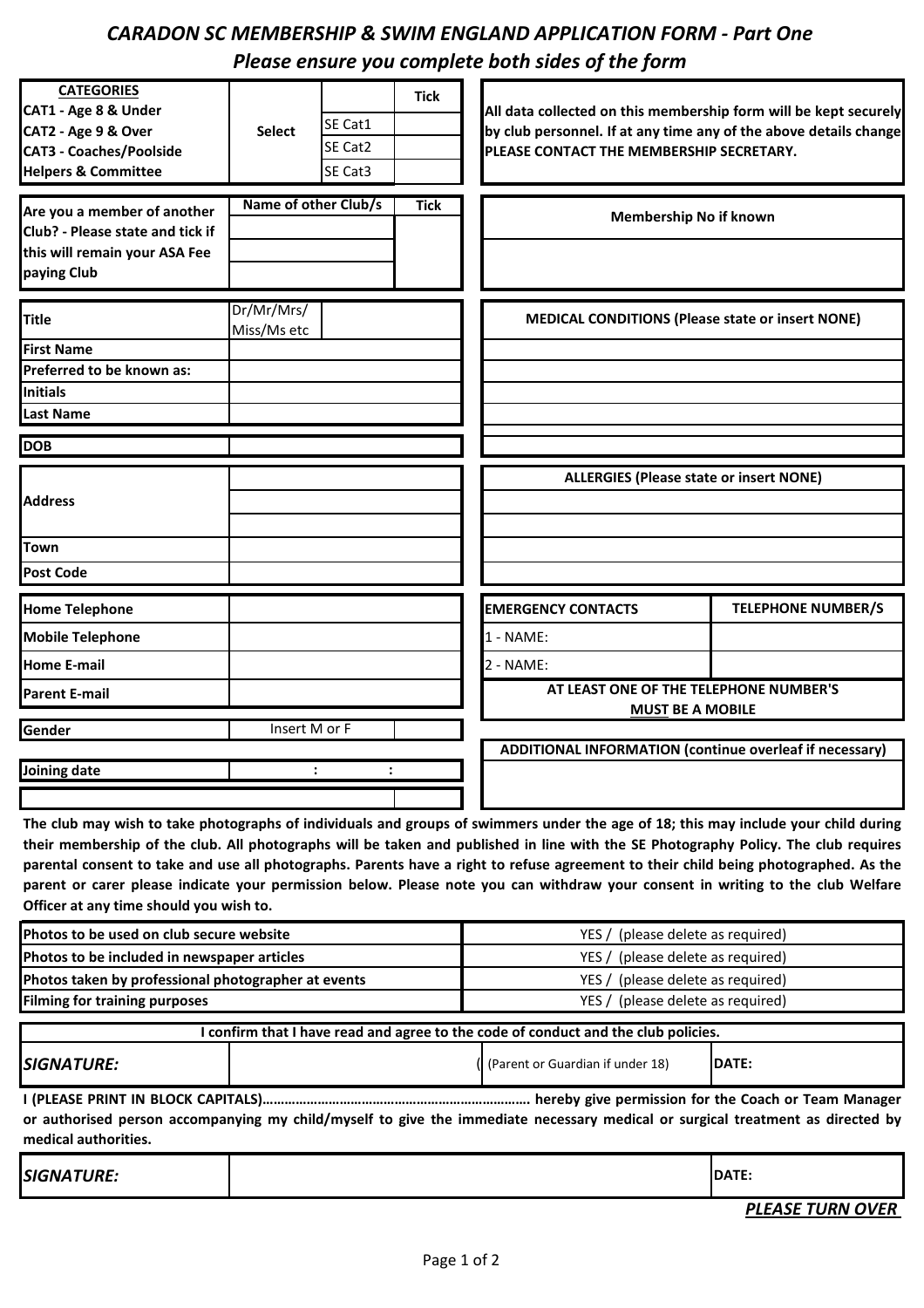# *CARADON SC MEMBERSHIP & SWIM ENGLAND APPLICATION FORM - Part One*

## *Please ensure you complete both sides of the form*

| **CATEGORIES**<br>**CAT1 - Age 8 & Under**<br>**CAT2 - Age 9 & Over**<br>**CAT3 - Coaches/Poolside Helpers & Committee** | **Select** | | **Tick** |
|---|---|---|---|
| | | SE Cat1 | |
| | | SE Cat2 | |
| | | SE Cat3 | |

**All data collected on this membership form will be kept securely by club personnel. If at any time any of the above details change PLEASE CONTACT THE MEMBERSHIP SECRETARY.**

| **Are you a member of another Club? - Please state and tick if this will remain your ASA Fee paying Club** | **Name of other Club/s** | **Tick** |
|---|---|---|
| | | |
| | | |
| | | |

| **Membership No if known** |
|---|
| |

| **Title** | Dr/Mr/Mrs/ Miss/Ms etc | |
|---|---|---|
| **First Name** | | |
| **Preferred to be known as:** | | |
| **Initials** | | |
| **Last Name** | | |
| **DOB** | | |

| **MEDICAL CONDITIONS (Please state or insert NONE)** |
|---|
| |
| |
| |
| |
| |

| **Address** | |
|---|---|
| | |
| | |
| **Town** | |
| **Post Code** | |

| **ALLERGIES (Please state or insert NONE)** |
|---|
| |
| |
| |
| |

| **Home Telephone** | |
|---|---|
| **Mobile Telephone** | |
| **Home E-mail** | |
| **Parent E-mail** | |

| **EMERGENCY CONTACTS** | **TELEPHONE NUMBER/S** |
|---|---|
| 1 - NAME: | |
| 2 - NAME: | |
| **AT LEAST ONE OF THE TELEPHONE NUMBER'S <u>MUST</u> BE A MOBILE** | |

| **Gender** | Insert M or F | |
|---|---|---|
| **Joining date** | : : | |
| | | |

| **ADDITIONAL INFORMATION (continue overleaf if necessary)** |
|---|
| |

**The club may wish to take photographs of individuals and groups of swimmers under the age of 18; this may include your child during their membership of the club. All photographs will be taken and published in line with the SE Photography Policy. The club requires parental consent to take and use all photographs. Parents have a right to refuse agreement to their child being photographed. As the parent or carer please indicate your permission below. Please note you can withdraw your consent in writing to the club Welfare Officer at any time should you wish to.**

| | |
|---|---|
| **Photos to be used on club secure website** | YES / (please delete as required) |
| **Photos to be included in newspaper articles** | YES / (please delete as required) |
| **Photos taken by professional photographer at events** | YES / (please delete as required) |
| **Filming for training purposes** | YES / (please delete as required) |

**I confirm that I have read and agree to the code of conduct and the club policies.**

| ***SIGNATURE:*** | | ( (Parent or Guardian if under 18) | **DATE:** |
|---|---|---|---|

**I (PLEASE PRINT IN BLOCK CAPITALS)………………………………………………………………. hereby give permission for the Coach or Team Manager or authorised person accompanying my child/myself to give the immediate necessary medical or surgical treatment as directed by medical authorities.**

| ***SIGNATURE:*** | | **DATE:** |
|---|---|---|

***PLEASE TURN OVER***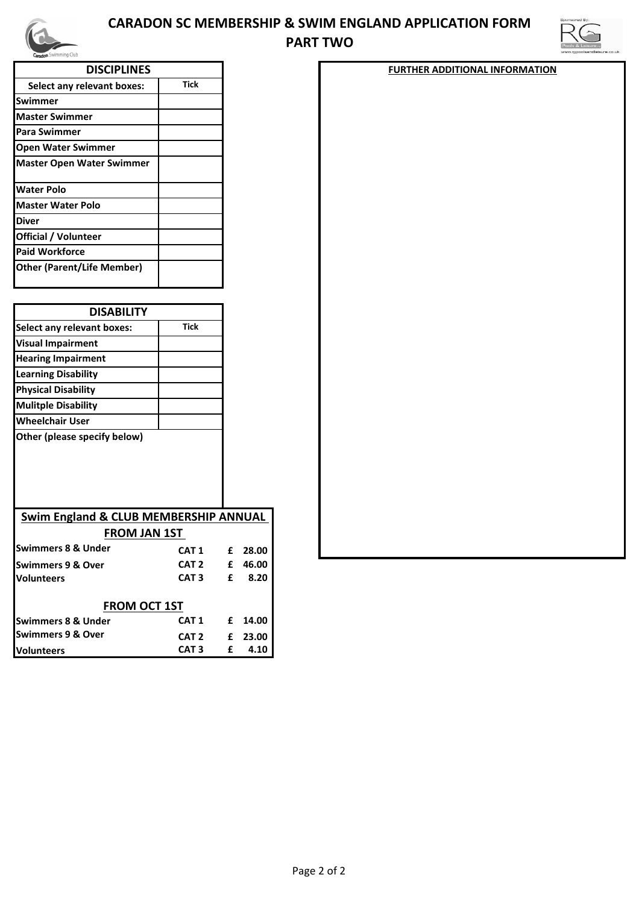# CARADON SC MEMBERSHIP & SWIM ENGLAND APPLICATION FORM
## PART TWO

| DISCIPLINES | |
|---|---|
| **Select any relevant boxes:** | **Tick** |
| **Swimmer** | |
| **Master Swimmer** | |
| **Para Swimmer** | |
| **Open Water Swimmer** | |
| **Master Open Water Swimmer** | |
| **Water Polo** | |
| **Master Water Polo** | |
| **Diver** | |
| **Official / Volunteer** | |
| **Paid Workforce** | |
| **Other (Parent/Life Member)** | |

| DISABILITY | |
|---|---|
| **Select any relevant boxes:** | **Tick** |
| **Visual Impairment** | |
| **Hearing Impairment** | |
| **Learning Disability** | |
| **Physical Disability** | |
| **Mulitple Disability** | |
| **Wheelchair User** | |
| **Other (please specify below)** | |

**Swim England & CLUB MEMBERSHIP ANNUAL**

| FROM JAN 1ST | | |
|---|---|---|
| **Swimmers 8 & Under** | **CAT 1** | **£ 28.00** |
| **Swimmers 9 & Over** | **CAT 2** | **£ 46.00** |
| **Volunteers** | **CAT 3** | **£ 8.20** |

| FROM OCT 1ST | | |
|---|---|---|
| **Swimmers 8 & Under** | **CAT 1** | **£ 14.00** |
| **Swimmers 9 & Over** | **CAT 2** | **£ 23.00** |
| **Volunteers** | **CAT 3** | **£ 4.10** |

**FURTHER ADDITIONAL INFORMATION**